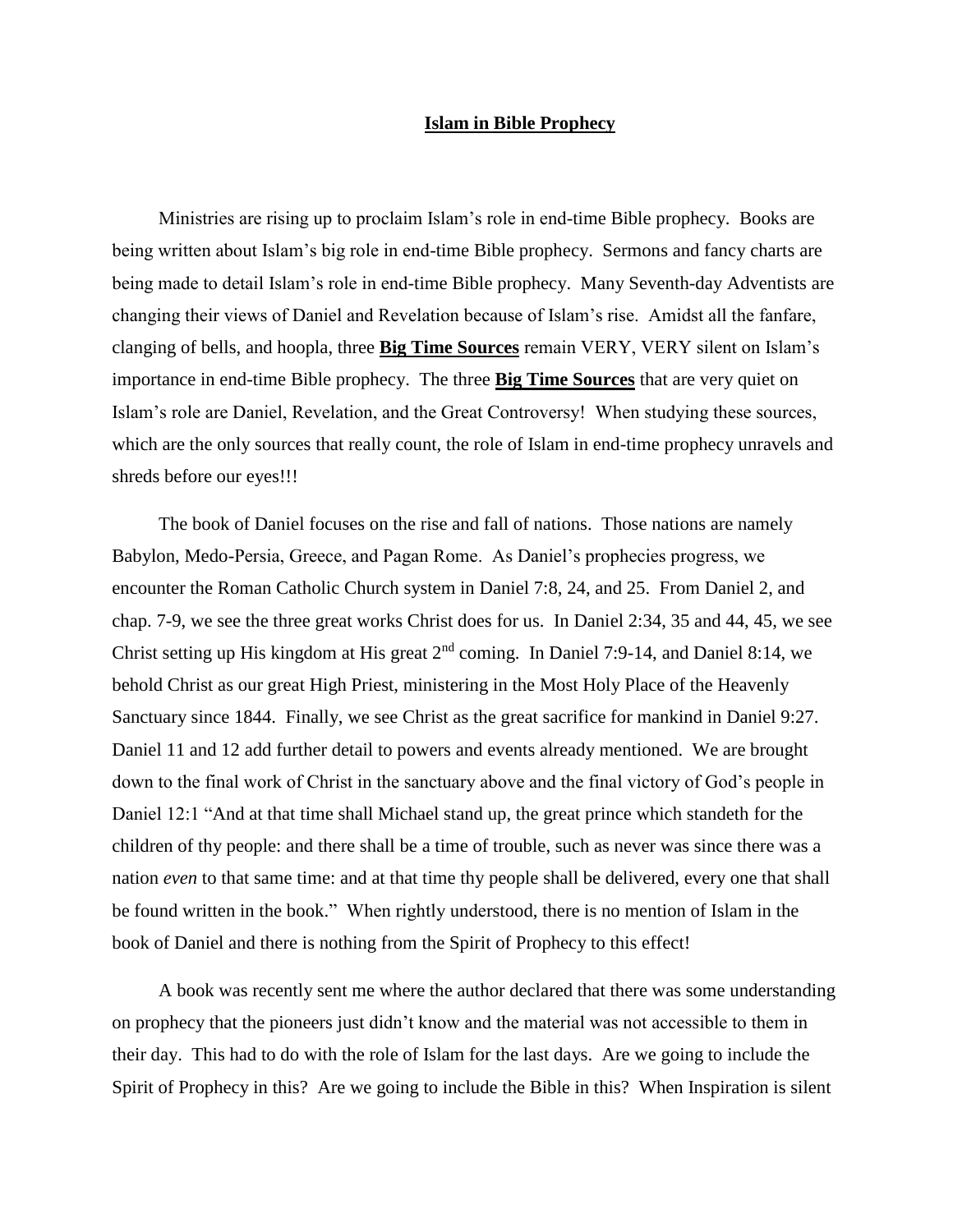# Islam in Bible Prophecy

Ministries are rising up to proclaim Islam's role in end-time Bible prophecy. Books are being written about Islam's big role in end-time Bible prophecy. Sermons and fancy charts are being made to detail Islam's role in end-time Bible prophecy. Many Seventh-day Adventists are changing their views of Daniel and Revelation because of Islam's rise. Amidst all the fanfare, clanging of bells, and hoopla, three **Big Time Sources** remain VERY, VERY silent on Islam's importance in end-time Bible prophecy. The three **Big Time Sources** that are very quiet on Islam's role are Daniel, Revelation, and the Great Controversy! When studying these sources, which are the only sources that really count, the role of Islam in end-time prophecy unravels and shreds before our eyes!!!

The book of Daniel focuses on the rise and fall of nations. Those nations are namely Babylon, Medo-Persia, Greece, and Pagan Rome. As Daniel's prophecies progress, we encounter the Roman Catholic Church system in Daniel 7:8, 24, and 25. From Daniel 2, and chap. 7-9, we see the three great works Christ does for us. In Daniel 2:34, 35 and 44, 45, we see Christ setting up His kingdom at His great 2nd coming. In Daniel 7:9-14, and Daniel 8:14, we behold Christ as our great High Priest, ministering in the Most Holy Place of the Heavenly Sanctuary since 1844. Finally, we see Christ as the great sacrifice for mankind in Daniel 9:27. Daniel 11 and 12 add further detail to powers and events already mentioned. We are brought down to the final work of Christ in the sanctuary above and the final victory of God's people in Daniel 12:1 "And at that time shall Michael stand up, the great prince which standeth for the children of thy people: and there shall be a time of trouble, such as never was since there was a nation *even* to that same time: and at that time thy people shall be delivered, every one that shall be found written in the book." When rightly understood, there is no mention of Islam in the book of Daniel and there is nothing from the Spirit of Prophecy to this effect!

A book was recently sent me where the author declared that there was some understanding on prophecy that the pioneers just didn't know and the material was not accessible to them in their day. This had to do with the role of Islam for the last days. Are we going to include the Spirit of Prophecy in this? Are we going to include the Bible in this? When Inspiration is silent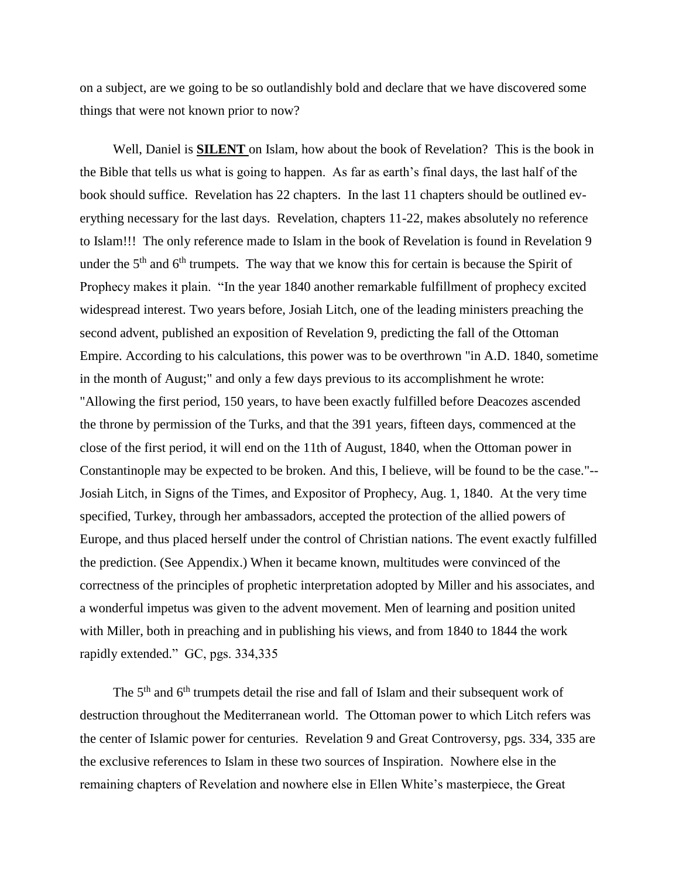on a subject, are we going to be so outlandishly bold and declare that we have discovered some things that were not known prior to now?

Well, Daniel is **SILENT** on Islam, how about the book of Revelation? This is the book in the Bible that tells us what is going to happen. As far as earth's final days, the last half of the book should suffice. Revelation has 22 chapters. In the last 11 chapters should be outlined everything necessary for the last days. Revelation, chapters 11-22, makes absolutely no reference to Islam!!! The only reference made to Islam in the book of Revelation is found in Revelation 9 under the 5th and 6th trumpets. The way that we know this for certain is because the Spirit of Prophecy makes it plain. "In the year 1840 another remarkable fulfillment of prophecy excited widespread interest. Two years before, Josiah Litch, one of the leading ministers preaching the second advent, published an exposition of Revelation 9, predicting the fall of the Ottoman Empire. According to his calculations, this power was to be overthrown "in A.D. 1840, sometime in the month of August;" and only a few days previous to its accomplishment he wrote: "Allowing the first period, 150 years, to have been exactly fulfilled before Deacozes ascended the throne by permission of the Turks, and that the 391 years, fifteen days, commenced at the close of the first period, it will end on the 11th of August, 1840, when the Ottoman power in Constantinople may be expected to be broken. And this, I believe, will be found to be the case."--Josiah Litch, in Signs of the Times, and Expositor of Prophecy, Aug. 1, 1840. At the very time specified, Turkey, through her ambassadors, accepted the protection of the allied powers of Europe, and thus placed herself under the control of Christian nations. The event exactly fulfilled the prediction. (See Appendix.) When it became known, multitudes were convinced of the correctness of the principles of prophetic interpretation adopted by Miller and his associates, and a wonderful impetus was given to the advent movement. Men of learning and position united with Miller, both in preaching and in publishing his views, and from 1840 to 1844 the work rapidly extended." GC, pgs. 334,335

The 5th and 6th trumpets detail the rise and fall of Islam and their subsequent work of destruction throughout the Mediterranean world. The Ottoman power to which Litch refers was the center of Islamic power for centuries. Revelation 9 and Great Controversy, pgs. 334, 335 are the exclusive references to Islam in these two sources of Inspiration. Nowhere else in the remaining chapters of Revelation and nowhere else in Ellen White's masterpiece, the Great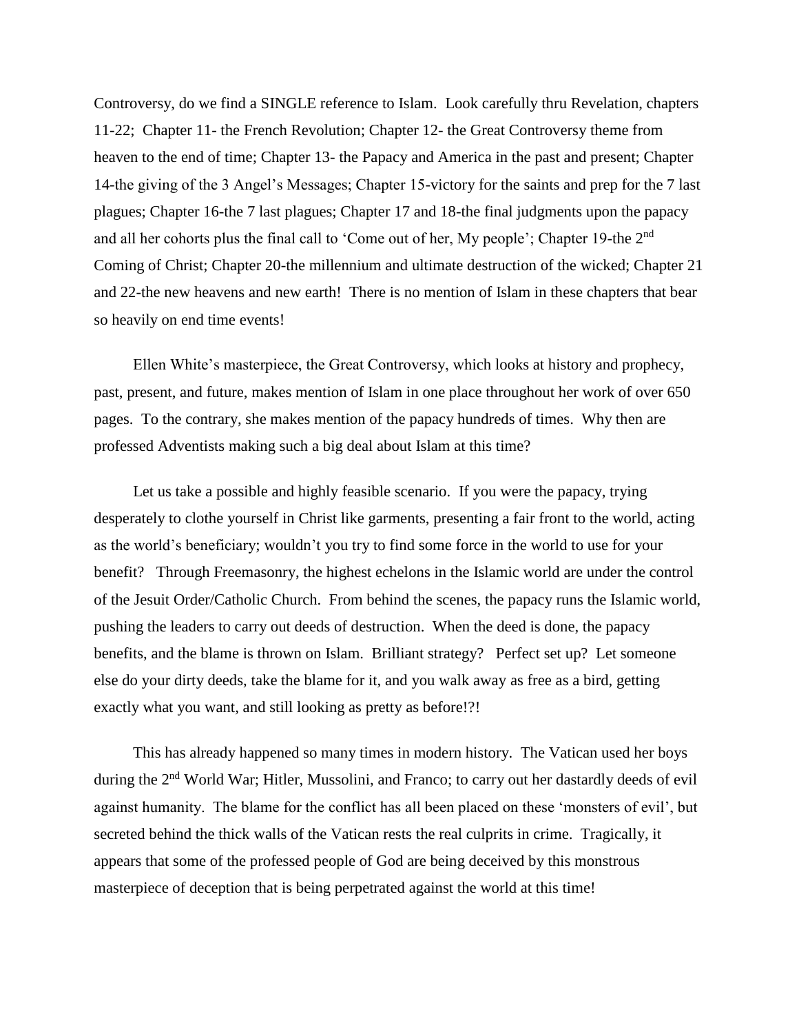Controversy, do we find a SINGLE reference to Islam. Look carefully thru Revelation, chapters 11-22; Chapter 11- the French Revolution; Chapter 12- the Great Controversy theme from heaven to the end of time; Chapter 13- the Papacy and America in the past and present; Chapter 14-the giving of the 3 Angel's Messages; Chapter 15-victory for the saints and prep for the 7 last plagues; Chapter 16-the 7 last plagues; Chapter 17 and 18-the final judgments upon the papacy and all her cohorts plus the final call to 'Come out of her, My people'; Chapter 19-the 2nd Coming of Christ; Chapter 20-the millennium and ultimate destruction of the wicked; Chapter 21 and 22-the new heavens and new earth! There is no mention of Islam in these chapters that bear so heavily on end time events!

Ellen White's masterpiece, the Great Controversy, which looks at history and prophecy, past, present, and future, makes mention of Islam in one place throughout her work of over 650 pages. To the contrary, she makes mention of the papacy hundreds of times. Why then are professed Adventists making such a big deal about Islam at this time?

Let us take a possible and highly feasible scenario. If you were the papacy, trying desperately to clothe yourself in Christ like garments, presenting a fair front to the world, acting as the world's beneficiary; wouldn't you try to find some force in the world to use for your benefit? Through Freemasonry, the highest echelons in the Islamic world are under the control of the Jesuit Order/Catholic Church. From behind the scenes, the papacy runs the Islamic world, pushing the leaders to carry out deeds of destruction. When the deed is done, the papacy benefits, and the blame is thrown on Islam. Brilliant strategy? Perfect set up? Let someone else do your dirty deeds, take the blame for it, and you walk away as free as a bird, getting exactly what you want, and still looking as pretty as before!?!

This has already happened so many times in modern history. The Vatican used her boys during the 2nd World War; Hitler, Mussolini, and Franco; to carry out her dastardly deeds of evil against humanity. The blame for the conflict has all been placed on these 'monsters of evil', but secreted behind the thick walls of the Vatican rests the real culprits in crime. Tragically, it appears that some of the professed people of God are being deceived by this monstrous masterpiece of deception that is being perpetrated against the world at this time!